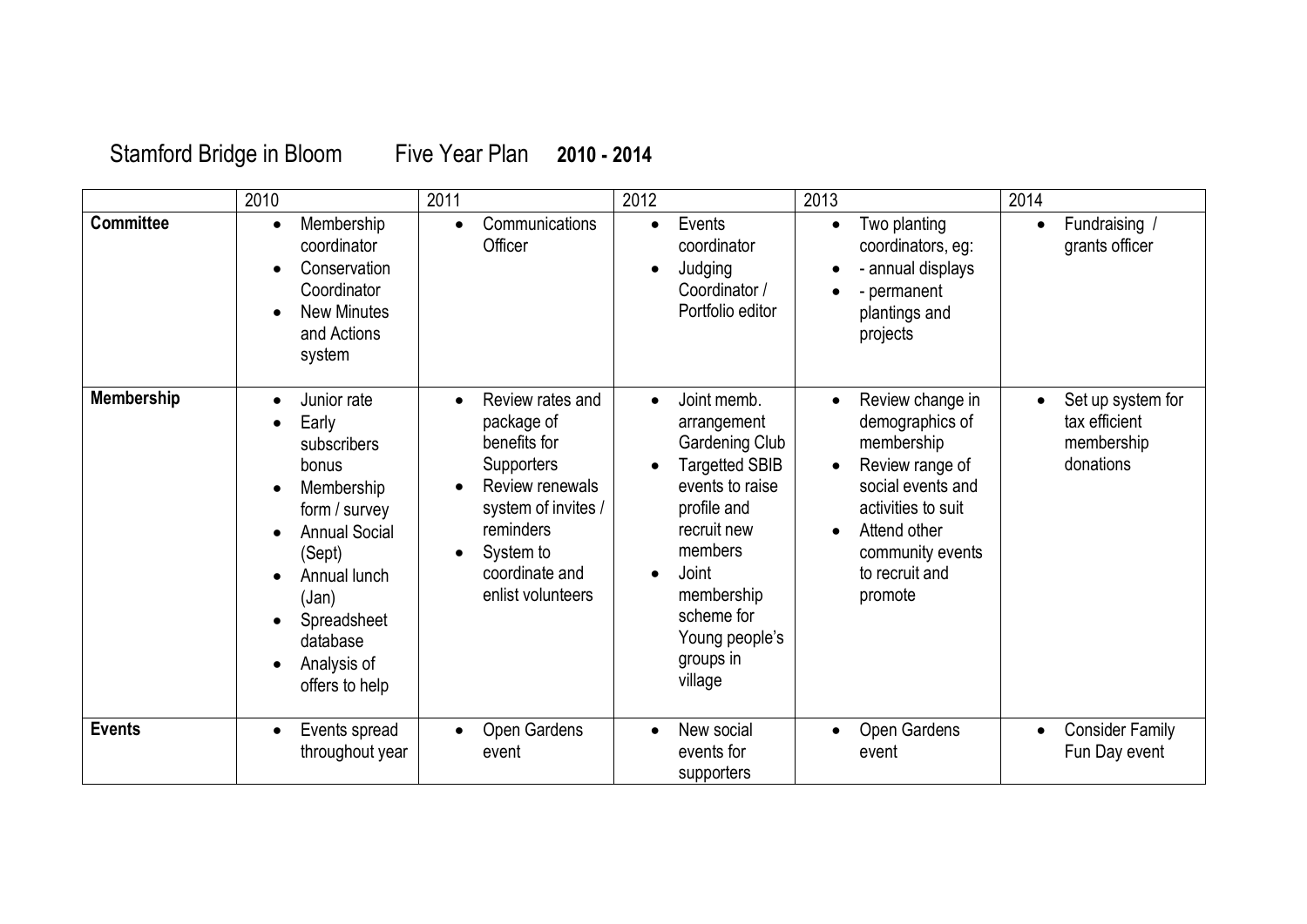# Stamford Bridge in Bloom Five Year Plan **2010 - 2014**

| | 2010 | 2011 | 2012 | 2013 | 2014 |
|---|---|---|---|---|---|
| **Committee** | • Membership coordinator<br>• Conservation Coordinator<br>• New Minutes and Actions system | • Communications Officer | • Events coordinator<br>• Judging Coordinator / Portfolio editor | • Two planting coordinators, eg:<br>• - annual displays<br>• - permanent plantings and projects | • Fundraising / grants officer |
| **Membership** | • Junior rate<br>• Early subscribers bonus<br>• Membership form / survey<br>• Annual Social (Sept)<br>• Annual lunch (Jan)<br>• Spreadsheet database<br>• Analysis of offers to help | • Review rates and package of benefits for Supporters<br>• Review renewals system of invites / reminders<br>• System to coordinate and enlist volunteers | • Joint memb. arrangement Gardening Club<br>• Targetted SBIB events to raise profile and recruit new members<br>• Joint membership scheme for Young people's groups in village | • Review change in demographics of membership<br>• Review range of social events and activities to suit<br>• Attend other community events to recruit and promote | • Set up system for tax efficient membership donations |
| **Events** | • Events spread throughout year | • Open Gardens event | • New social events for supporters | • Open Gardens event | • Consider Family Fun Day event |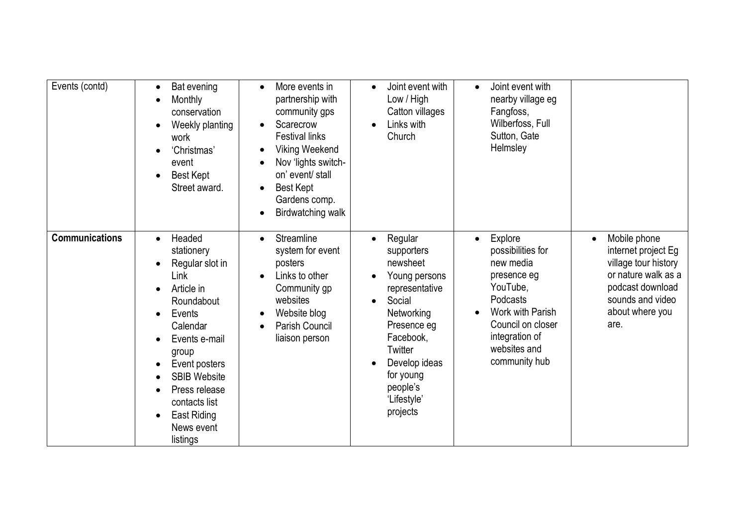| Events (contd) | • Bat evening<br>• Monthly conservation<br>• Weekly planting work<br>• 'Christmas' event<br>• Best Kept Street award. | • More events in partnership with community gps<br>• Scarecrow Festival links<br>• Viking Weekend<br>• Nov 'lights switch-on' event/ stall<br>• Best Kept Gardens comp.<br>• Birdwatching walk | • Joint event with Low / High Catton villages<br>• Links with Church | • Joint event with nearby village eg Fangfoss, Wilberfoss, Full Sutton, Gate Helmsley | |
|---|---|---|---|---|---|
| **Communications** | • Headed stationery<br>• Regular slot in Link<br>• Article in Roundabout<br>• Events Calendar<br>• Events e-mail group<br>• Event posters<br>• SBIB Website<br>• Press release contacts list<br>• East Riding News event listings | • Streamline system for event posters<br>• Links to other Community gp websites<br>• Website blog<br>• Parish Council liaison person | • Regular supporters newsheet<br>• Young persons representative<br>• Social Networking Presence eg Facebook, Twitter<br>• Develop ideas for young people's 'Lifestyle' projects | • Explore possibilities for new media presence eg YouTube, Podcasts<br>• Work with Parish Council on closer integration of websites and community hub | • Mobile phone internet project Eg village tour history or nature walk as a podcast download sounds and video about where you are. |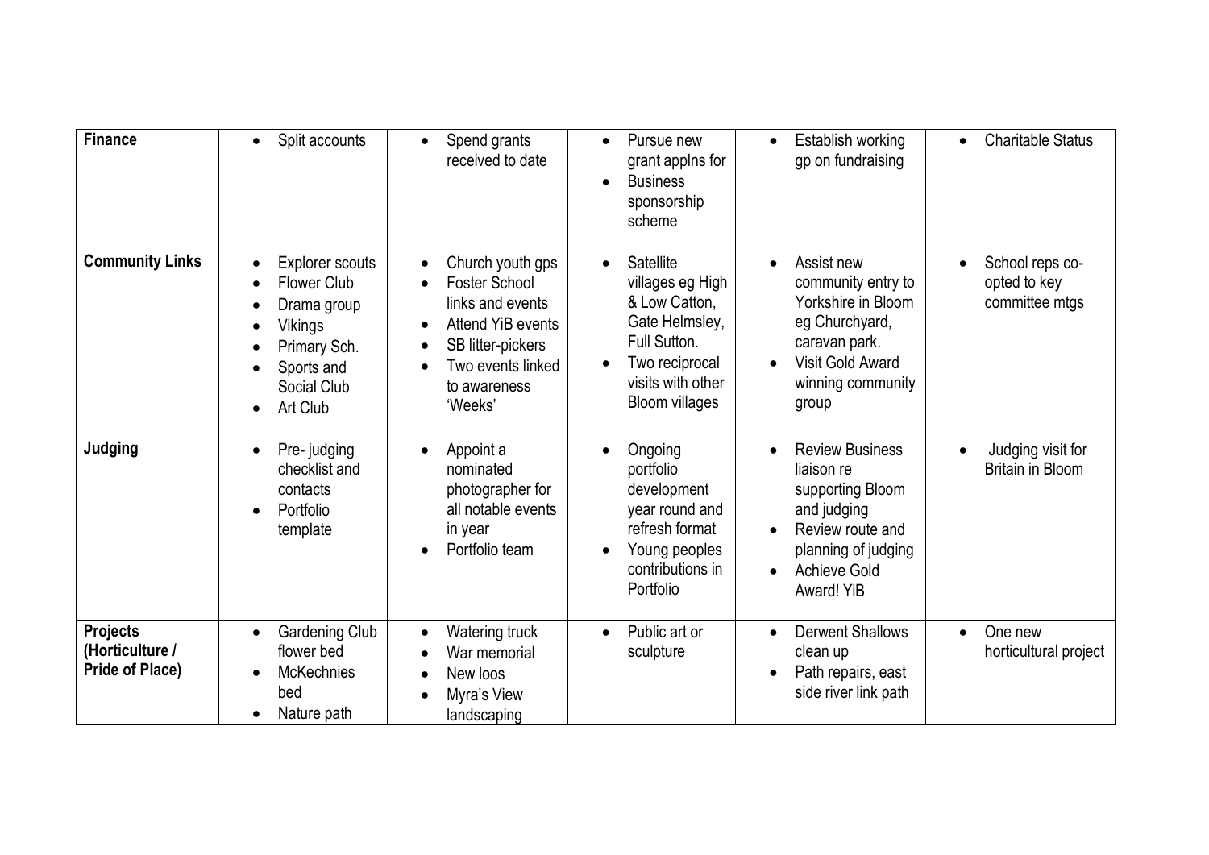| **Finance** | • Split accounts | • Spend grants received to date | • Pursue new grant applns for<br>• Business sponsorship scheme | • Establish working gp on fundraising | • Charitable Status |
|---|---|---|---|---|---|
| **Community Links** | • Explorer scouts<br>• Flower Club<br>• Drama group<br>• Vikings<br>• Primary Sch.<br>• Sports and Social Club<br>• Art Club | • Church youth gps<br>• Foster School links and events<br>• Attend YiB events<br>• SB litter-pickers<br>• Two events linked to awareness 'Weeks' | • Satellite villages eg High & Low Catton, Gate Helmsley, Full Sutton.<br>• Two reciprocal visits with other Bloom villages | • Assist new community entry to Yorkshire in Bloom eg Churchyard, caravan park.<br>• Visit Gold Award winning community group | • School reps co-opted to key committee mtgs |
| **Judging** | • Pre- judging checklist and contacts<br>• Portfolio template | • Appoint a nominated photographer for all notable events in year<br>• Portfolio team | • Ongoing portfolio development year round and refresh format<br>• Young peoples contributions in Portfolio | • Review Business liaison re supporting Bloom and judging<br>• Review route and planning of judging<br>• Achieve Gold Award! YiB | • Judging visit for Britain in Bloom |
| **Projects (Horticulture / Pride of Place)** | • Gardening Club flower bed<br>• McKechnies bed<br>• Nature path | • Watering truck<br>• War memorial<br>• New loos<br>• Myra's View landscaping | • Public art or sculpture | • Derwent Shallows clean up<br>• Path repairs, east side river link path | • One new horticultural project |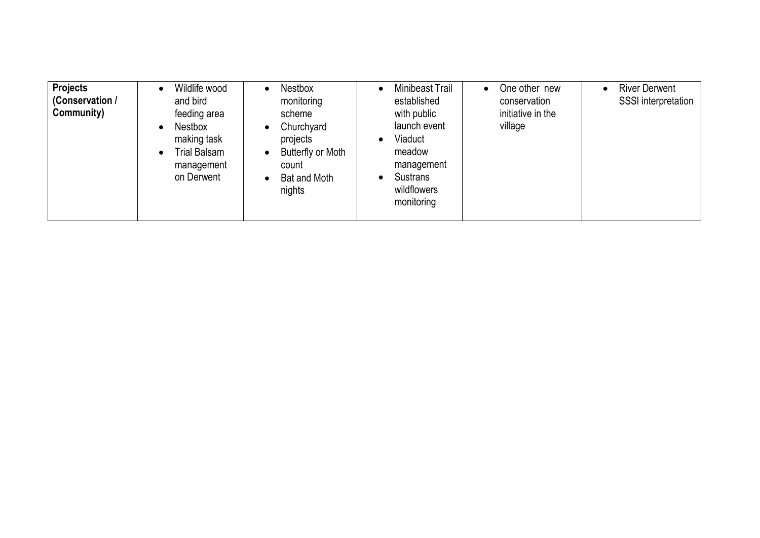| | | | | | |
|---|---|---|---|---|---|
| **Projects (Conservation / Community)** | • Wildlife wood and bird feeding area<br>• Nestbox making task<br>• Trial Balsam management on Derwent | • Nestbox monitoring scheme<br>• Churchyard projects<br>• Butterfly or Moth count<br>• Bat and Moth nights | • Minibeast Trail established with public launch event<br>• Viaduct meadow management<br>• Sustrans wildflowers monitoring | • One other new conservation initiative in the village | • River Derwent SSSI interpretation |